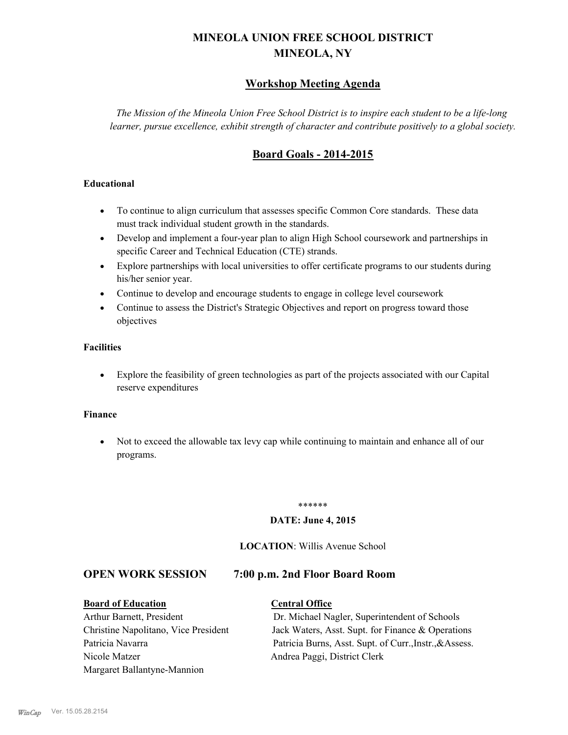# MINEOLA UNION FREE SCHOOL DISTRICT
# MINEOLA, NY

## Workshop Meeting Agenda

*The Mission of the Mineola Union Free School District is to inspire each student to be a life-long learner, pursue excellence, exhibit strength of character and contribute positively to a global society.*

## Board Goals - 2014-2015

### Educational

- To continue to align curriculum that assesses specific Common Core standards. These data must track individual student growth in the standards.
- Develop and implement a four-year plan to align High School coursework and partnerships in specific Career and Technical Education (CTE) strands.
- Explore partnerships with local universities to offer certificate programs to our students during his/her senior year.
- Continue to develop and encourage students to engage in college level coursework
- Continue to assess the District's Strategic Objectives and report on progress toward those objectives

### Facilities

- Explore the feasibility of green technologies as part of the projects associated with our Capital reserve expenditures

### Finance

- Not to exceed the allowable tax levy cap while continuing to maintain and enhance all of our programs.

******

**DATE: June 4, 2015**

**LOCATION**: Willis Avenue School

## OPEN WORK SESSION 7:00 p.m. 2nd Floor Board Room

| Board of Education | Central Office |
|---|---|
| Arthur Barnett, President | Dr. Michael Nagler, Superintendent of Schools |
| Christine Napolitano, Vice President | Jack Waters, Asst. Supt. for Finance & Operations |
| Patricia Navarra | Patricia Burns, Asst. Supt. of Curr.,Instr.,&Assess. |
| Nicole Matzer | Andrea Paggi, District Clerk |
| Margaret Ballantyne-Mannion | |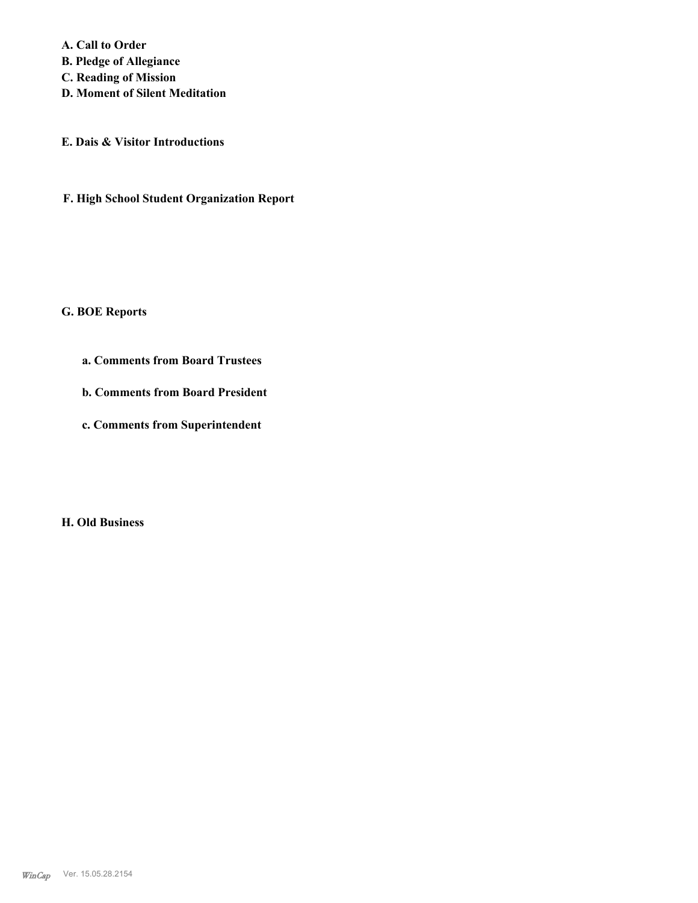**A. Call to Order**
**B. Pledge of Allegiance**
**C. Reading of Mission**
**D. Moment of Silent Meditation**

**E. Dais & Visitor Introductions**

**F. High School Student Organization Report**

**G. BOE Reports**

**a. Comments from Board Trustees**

**b. Comments from Board President**

**c. Comments from Superintendent**

**H. Old Business**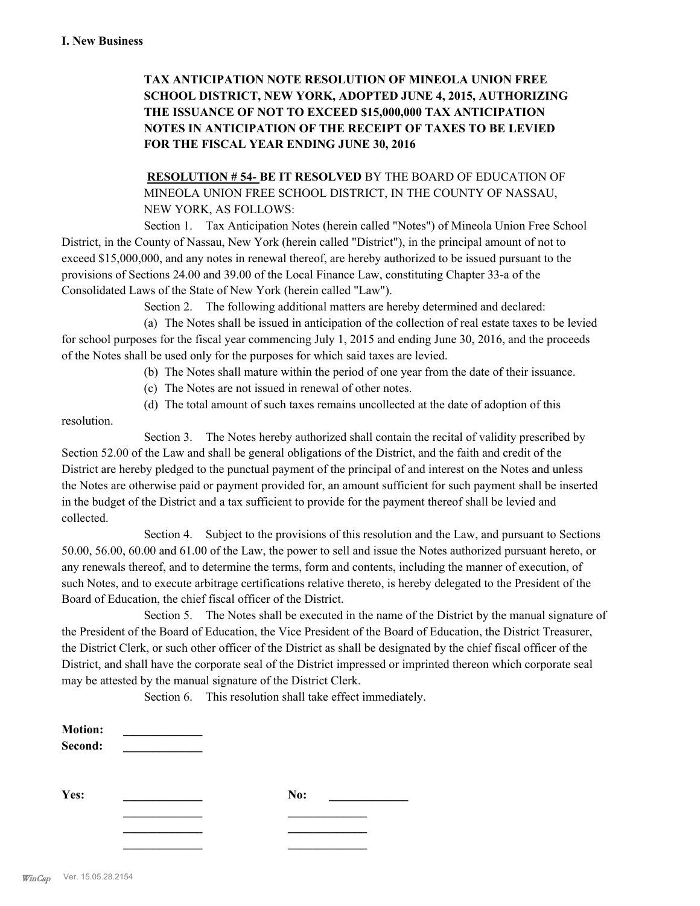**I. New Business**

**TAX ANTICIPATION NOTE RESOLUTION OF MINEOLA UNION FREE SCHOOL DISTRICT, NEW YORK, ADOPTED JUNE 4, 2015, AUTHORIZING THE ISSUANCE OF NOT TO EXCEED $15,000,000 TAX ANTICIPATION NOTES IN ANTICIPATION OF THE RECEIPT OF TAXES TO BE LEVIED FOR THE FISCAL YEAR ENDING JUNE 30, 2016**

**RESOLUTION # 54- BE IT RESOLVED** BY THE BOARD OF EDUCATION OF MINEOLA UNION FREE SCHOOL DISTRICT, IN THE COUNTY OF NASSAU, NEW YORK, AS FOLLOWS:

Section 1. Tax Anticipation Notes (herein called "Notes") of Mineola Union Free School District, in the County of Nassau, New York (herein called "District"), in the principal amount of not to exceed $15,000,000, and any notes in renewal thereof, are hereby authorized to be issued pursuant to the provisions of Sections 24.00 and 39.00 of the Local Finance Law, constituting Chapter 33-a of the Consolidated Laws of the State of New York (herein called "Law").

Section 2. The following additional matters are hereby determined and declared:

(a) The Notes shall be issued in anticipation of the collection of real estate taxes to be levied for school purposes for the fiscal year commencing July 1, 2015 and ending June 30, 2016, and the proceeds of the Notes shall be used only for the purposes for which said taxes are levied.

(b) The Notes shall mature within the period of one year from the date of their issuance.

(c) The Notes are not issued in renewal of other notes.

(d) The total amount of such taxes remains uncollected at the date of adoption of this resolution.

Section 3. The Notes hereby authorized shall contain the recital of validity prescribed by Section 52.00 of the Law and shall be general obligations of the District, and the faith and credit of the District are hereby pledged to the punctual payment of the principal of and interest on the Notes and unless the Notes are otherwise paid or payment provided for, an amount sufficient for such payment shall be inserted in the budget of the District and a tax sufficient to provide for the payment thereof shall be levied and collected.

Section 4. Subject to the provisions of this resolution and the Law, and pursuant to Sections 50.00, 56.00, 60.00 and 61.00 of the Law, the power to sell and issue the Notes authorized pursuant hereto, or any renewals thereof, and to determine the terms, form and contents, including the manner of execution, of such Notes, and to execute arbitrage certifications relative thereto, is hereby delegated to the President of the Board of Education, the chief fiscal officer of the District.

Section 5. The Notes shall be executed in the name of the District by the manual signature of the President of the Board of Education, the Vice President of the Board of Education, the District Treasurer, the District Clerk, or such other officer of the District as shall be designated by the chief fiscal officer of the District, and shall have the corporate seal of the District impressed or imprinted thereon which corporate seal may be attested by the manual signature of the District Clerk.

Section 6. This resolution shall take effect immediately.

**Motion:** _____________
**Second:** _____________

**Yes:** _____________ **No:** _____________
_____________ _____________
_____________ _____________
_____________ _____________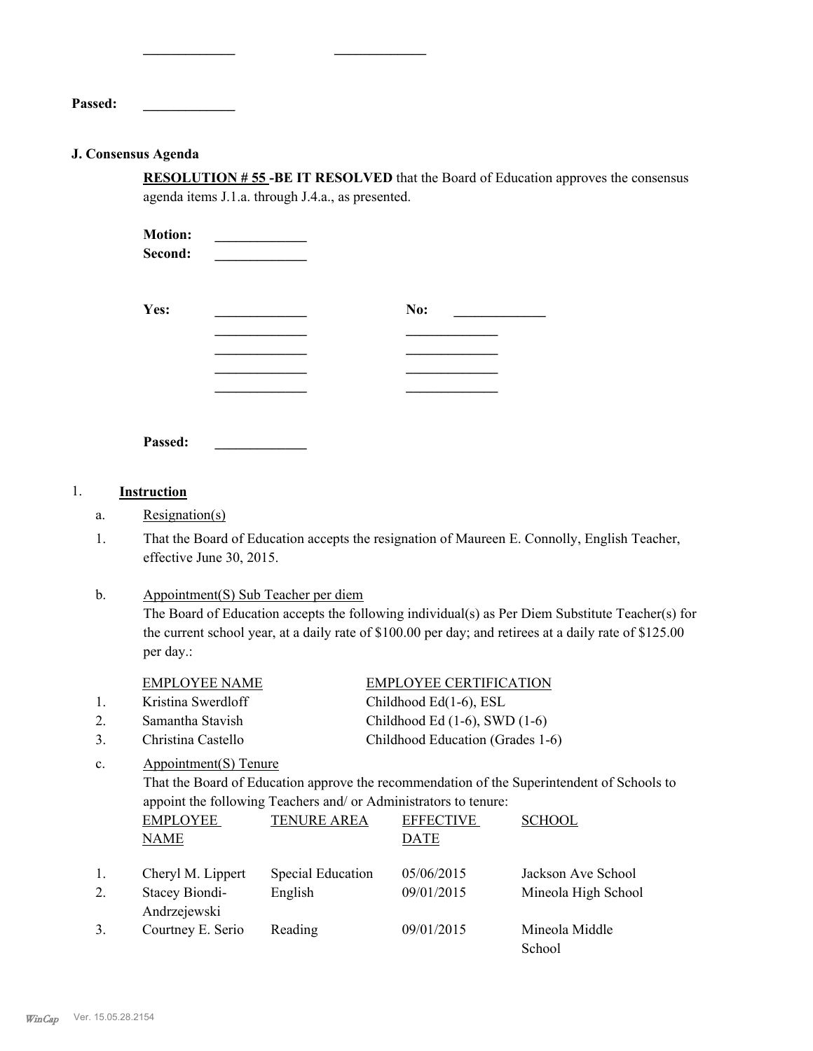_____________ _____________

**Passed:** _____________

**J. Consensus Agenda**

**RESOLUTION # 55 -BE IT RESOLVED** that the Board of Education approves the consensus agenda items J.1.a. through J.4.a., as presented.

**Motion:** _____________
**Second:** _____________

**Yes:** _____________ **No:** _____________
_____________ _____________
_____________ _____________
_____________ _____________
_____________ _____________

**Passed:** _____________

1. **Instruction**

a. Resignation(s)

1. That the Board of Education accepts the resignation of Maureen E. Connolly, English Teacher, effective June 30, 2015.

b. Appointment(S) Sub Teacher per diem

The Board of Education accepts the following individual(s) as Per Diem Substitute Teacher(s) for the current school year, at a daily rate of $100.00 per day; and retirees at a daily rate of $125.00 per day.:

| | EMPLOYEE NAME | EMPLOYEE CERTIFICATION |
|---|---|---|
| 1. | Kristina Swerdloff | Childhood Ed(1-6), ESL |
| 2. | Samantha Stavish | Childhood Ed (1-6), SWD (1-6) |
| 3. | Christina Castello | Childhood Education (Grades 1-6) |

c. Appointment(S) Tenure

That the Board of Education approve the recommendation of the Superintendent of Schools to appoint the following Teachers and/ or Administrators to tenure:

| | EMPLOYEE NAME | TENURE AREA | EFFECTIVE DATE | SCHOOL |
|---|---|---|---|---|
| 1. | Cheryl M. Lippert | Special Education | 05/06/2015 | Jackson Ave School |
| 2. | Stacey Biondi-Andrzejewski | English | 09/01/2015 | Mineola High School |
| 3. | Courtney E. Serio | Reading | 09/01/2015 | Mineola Middle School |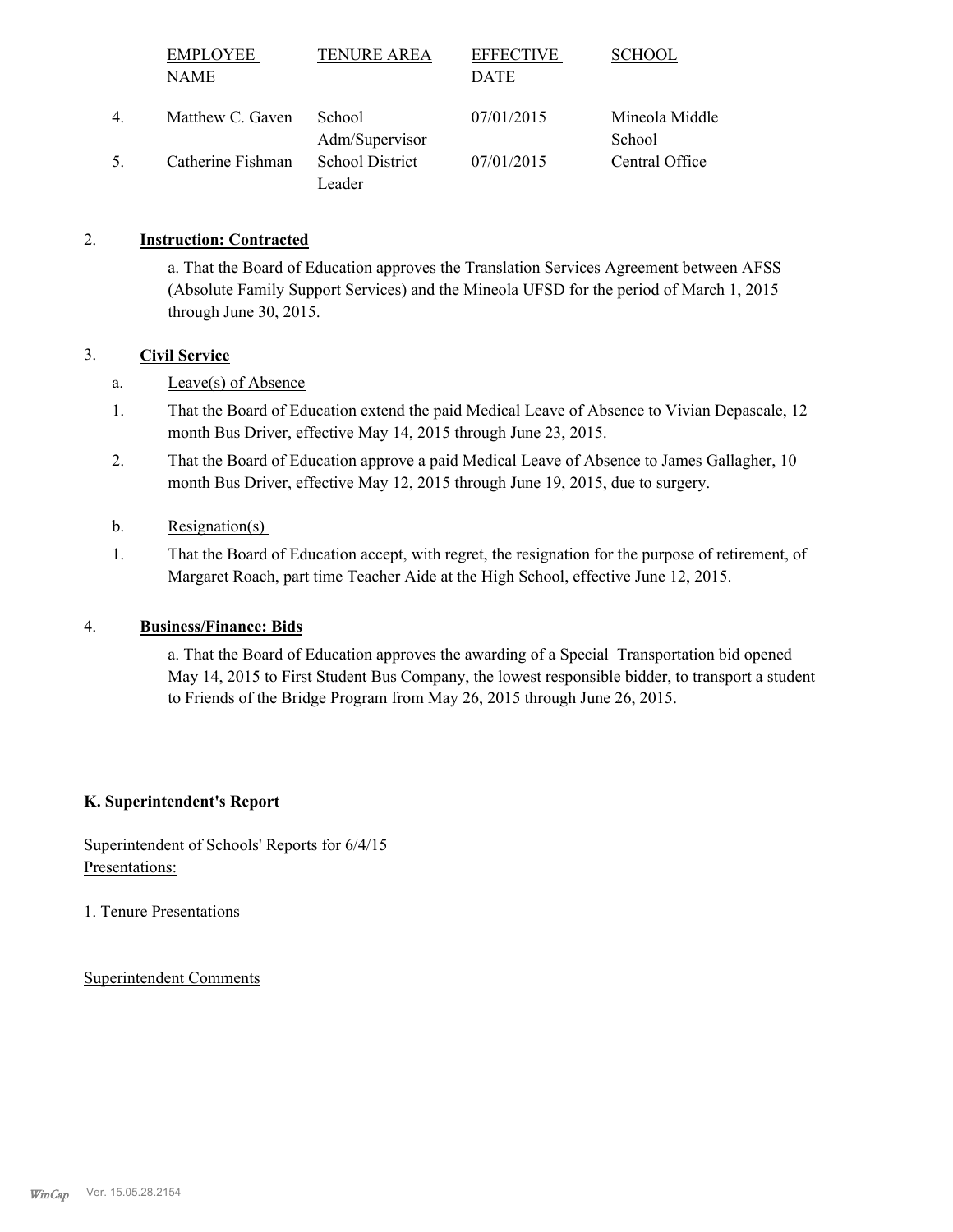| | EMPLOYEE NAME | TENURE AREA | EFFECTIVE DATE | SCHOOL |
|---|---|---|---|---|
| 4. | Matthew C. Gaven | School Adm/Supervisor | 07/01/2015 | Mineola Middle School |
| 5. | Catherine Fishman | School District Leader | 07/01/2015 | Central Office |

2. **Instruction: Contracted**

   a. That the Board of Education approves the Translation Services Agreement between AFSS (Absolute Family Support Services) and the Mineola UFSD for the period of March 1, 2015 through June 30, 2015.

3. **Civil Service**

   a. Leave(s) of Absence

   1. That the Board of Education extend the paid Medical Leave of Absence to Vivian Depascale, 12 month Bus Driver, effective May 14, 2015 through June 23, 2015.
   2. That the Board of Education approve a paid Medical Leave of Absence to James Gallagher, 10 month Bus Driver, effective May 12, 2015 through June 19, 2015, due to surgery.

   b. Resignation(s)

   1. That the Board of Education accept, with regret, the resignation for the purpose of retirement, of Margaret Roach, part time Teacher Aide at the High School, effective June 12, 2015.

4. **Business/Finance: Bids**

   a. That the Board of Education approves the awarding of a Special Transportation bid opened May 14, 2015 to First Student Bus Company, the lowest responsible bidder, to transport a student to Friends of the Bridge Program from May 26, 2015 through June 26, 2015.

**K. Superintendent's Report**

Superintendent of Schools' Reports for 6/4/15
Presentations:

1. Tenure Presentations

Superintendent Comments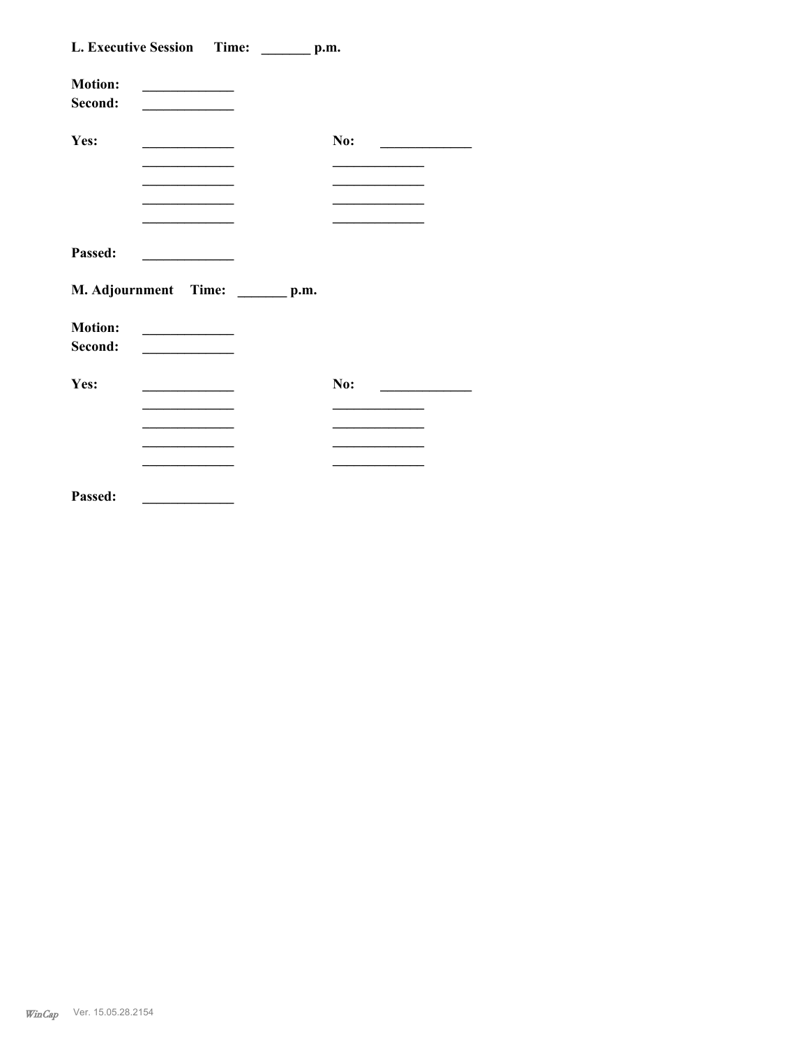**L. Executive Session     Time: _______ p.m.**

**Motion:** _____________
**Second:** _____________

| | | | |
|---|---|---|---|
| **Yes:** | _____________ | **No:** | _____________ |
| | _____________ | | _____________ |
| | _____________ | | _____________ |
| | _____________ | | _____________ |
| | _____________ | | _____________ |

**Passed:** _____________

**M. Adjournment     Time: _______ p.m.**

**Motion:** _____________
**Second:** _____________

| | | | |
|---|---|---|---|
| **Yes:** | _____________ | **No:** | _____________ |
| | _____________ | | _____________ |
| | _____________ | | _____________ |
| | _____________ | | _____________ |
| | _____________ | | _____________ |

**Passed:** _____________

*WinCap* Ver. 15.05.28.2154